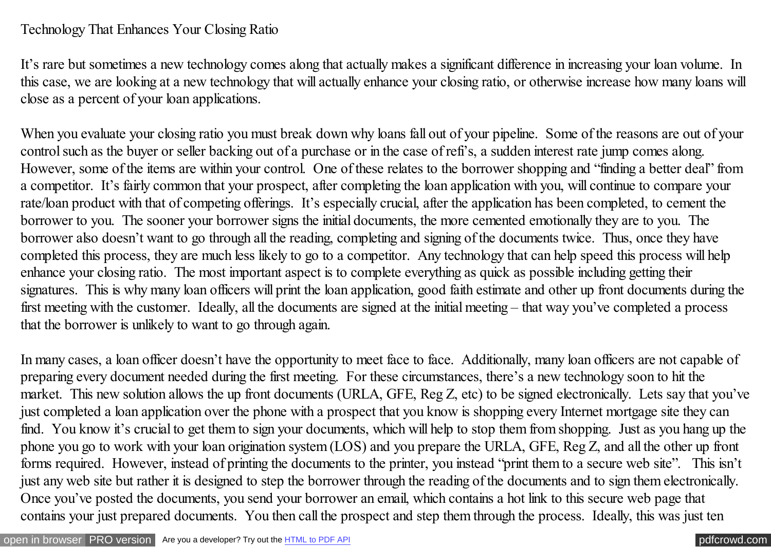# Technology That Enhances Your Closing Ratio

It's rare but sometimes a new technology comes along that actually makes a significant difference in increasing your loan volume. In this case, we are looking at a new technology that will actually enhance your closing ratio, or otherwise increase how many loans will close as a percent of your loan applications.

When you evaluate your closing ratio you must break down why loans fall out of your pipeline. Some of the reasons are out of your control such as the buyer or seller backing out of a purchase or in the case of refi's, a sudden interest rate jump comes along. However, some of the items are within your control. One of these relates to the borrower shopping and "finding a better deal" from a competitor. It's fairly common that your prospect, after completing the loan application with you, will continue to compare your rate/loan product with that of competing offerings. It's especially crucial, after the application has been completed, to cement the borrower to you. The sooner your borrower signs the initial documents, the more cemented emotionally they are to you. The borrower also doesn't want to go through all the reading, completing and signing of the documents twice. Thus, once they have completed this process, they are much less likely to go to a competitor. Any technology that can help speed this process will help enhance your closing ratio. The most important aspect is to complete everything as quick as possible including getting their signatures. This is why many loan officers will print the loan application, good faith estimate and other up front documents during the first meeting with the customer. Ideally, all the documents are signed at the initial meeting – that way you've completed a process that the borrower is unlikely to want to go through again.

In many cases, a loan officer doesn't have the opportunity to meet face to face. Additionally, many loan officers are not capable of preparing every document needed during the first meeting. For these circumstances, there's a new technology soon to hit the market. This new solution allows the up front documents (URLA, GFE, Reg Z, etc) to be signed electronically. Lets say that you've just completed a loan application over the phone with a prospect that you know is shopping every Internet mortgage site they can find. You know it's crucial to get them to sign your documents, which will help to stop them from shopping. Just as you hang up the phone you go to work with your loan origination system (LOS) and you prepare the URLA, GFE, Reg Z, and all the other up front forms required. However, instead of printing the documents to the printer, you instead "print them to a secure web site". This isn't just any web site but rather it is designed to step the borrower through the reading of the documents and to sign them electronically. Once you've posted the documents, you send your borrower an email, which contains a hot link to this secure web page that contains your just prepared documents. You then call the prospect and step them through the process. Ideally, this was just ten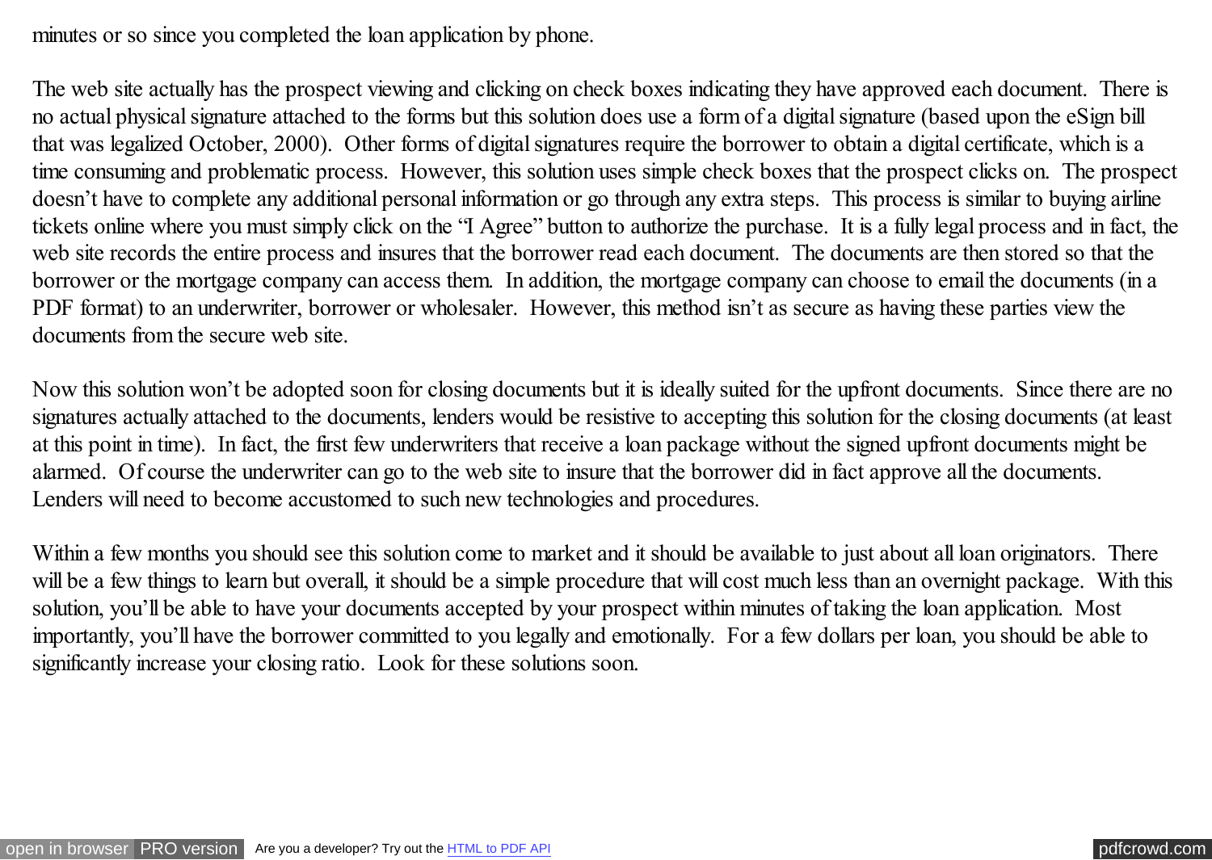minutes or so since you completed the loan application by phone.

The web site actually has the prospect viewing and clicking on check boxes indicating they have approved each document. There is no actual physical signature attached to the forms but this solution does use a form of a digital signature (based upon the eSign bill that was legalized October, 2000). Other forms of digital signatures require the borrower to obtain a digital certificate, which is a time consuming and problematic process. However, this solution uses simple check boxes that the prospect clicks on. The prospect doesn't have to complete any additional personal information or go through any extra steps. This process is similar to buying airline tickets online where you must simply click on the "I Agree" button to authorize the purchase. It is a fully legal process and in fact, the web site records the entire process and insures that the borrower read each document. The documents are then stored so that the borrower or the mortgage company can access them. In addition, the mortgage company can choose to email the documents (in a PDF format) to an underwriter, borrower or wholesaler. However, this method isn't as secure as having these parties view the documents from the secure web site.

Now this solution won't be adopted soon for closing documents but it is ideally suited for the upfront documents. Since there are no signatures actually attached to the documents, lenders would be resistive to accepting this solution for the closing documents (at least at this point in time). In fact, the first few underwriters that receive a loan package without the signed upfront documents might be alarmed. Of course the underwriter can go to the web site to insure that the borrower did in fact approve all the documents. Lenders will need to become accustomed to such new technologies and procedures.

Within a few months you should see this solution come to market and it should be available to just about all loan originators. There will be a few things to learn but overall, it should be a simple procedure that will cost much less than an overnight package. With this solution, you'll be able to have your documents accepted by your prospect within minutes of taking the loan application. Most importantly, you'll have the borrower committed to you legally and emotionally. For a few dollars per loan, you should be able to significantly increase your closing ratio. Look for these solutions soon.